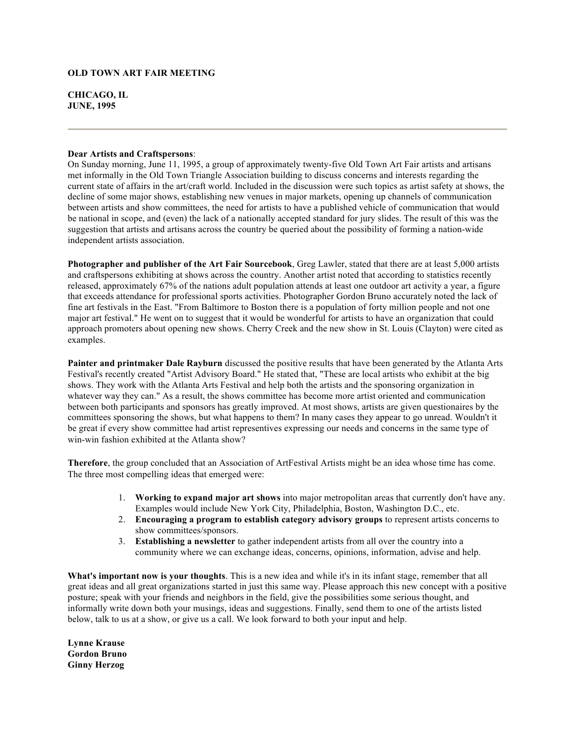**OLD TOWN ART FAIR MEETING**

**CHICAGO, IL**
**JUNE, 1995**

---

**Dear Artists and Craftspersons**:
On Sunday morning, June 11, 1995, a group of approximately twenty-five Old Town Art Fair artists and artisans met informally in the Old Town Triangle Association building to discuss concerns and interests regarding the current state of affairs in the art/craft world. Included in the discussion were such topics as artist safety at shows, the decline of some major shows, establishing new venues in major markets, opening up channels of communication between artists and show committees, the need for artists to have a published vehicle of communication that would be national in scope, and (even) the lack of a nationally accepted standard for jury slides. The result of this was the suggestion that artists and artisans across the country be queried about the possibility of forming a nation-wide independent artists association.

**Photographer and publisher of the Art Fair Sourcebook**, Greg Lawler, stated that there are at least 5,000 artists and craftspersons exhibiting at shows across the country. Another artist noted that according to statistics recently released, approximately 67% of the nations adult population attends at least one outdoor art activity a year, a figure that exceeds attendance for professional sports activities. Photographer Gordon Bruno accurately noted the lack of fine art festivals in the East. "From Baltimore to Boston there is a population of forty million people and not one major art festival." He went on to suggest that it would be wonderful for artists to have an organization that could approach promoters about opening new shows. Cherry Creek and the new show in St. Louis (Clayton) were cited as examples.

**Painter and printmaker Dale Rayburn** discussed the positive results that have been generated by the Atlanta Arts Festival's recently created "Artist Advisory Board." He stated that, "These are local artists who exhibit at the big shows. They work with the Atlanta Arts Festival and help both the artists and the sponsoring organization in whatever way they can." As a result, the shows committee has become more artist oriented and communication between both participants and sponsors has greatly improved. At most shows, artists are given questionaires by the committees sponsoring the shows, but what happens to them? In many cases they appear to go unread. Wouldn't it be great if every show committee had artist representives expressing our needs and concerns in the same type of win-win fashion exhibited at the Atlanta show?

**Therefore**, the group concluded that an Association of ArtFestival Artists might be an idea whose time has come. The three most compelling ideas that emerged were:

1. **Working to expand major art shows** into major metropolitan areas that currently don't have any. Examples would include New York City, Philadelphia, Boston, Washington D.C., etc.
2. **Encouraging a program to establish category advisory groups** to represent artists concerns to show committees/sponsors.
3. **Establishing a newsletter** to gather independent artists from all over the country into a community where we can exchange ideas, concerns, opinions, information, advise and help.

**What's important now is your thoughts**. This is a new idea and while it's in its infant stage, remember that all great ideas and all great organizations started in just this same way. Please approach this new concept with a positive posture; speak with your friends and neighbors in the field, give the possibilities some serious thought, and informally write down both your musings, ideas and suggestions. Finally, send them to one of the artists listed below, talk to us at a show, or give us a call. We look forward to both your input and help.

**Lynne Krause**
**Gordon Bruno**
**Ginny Herzog**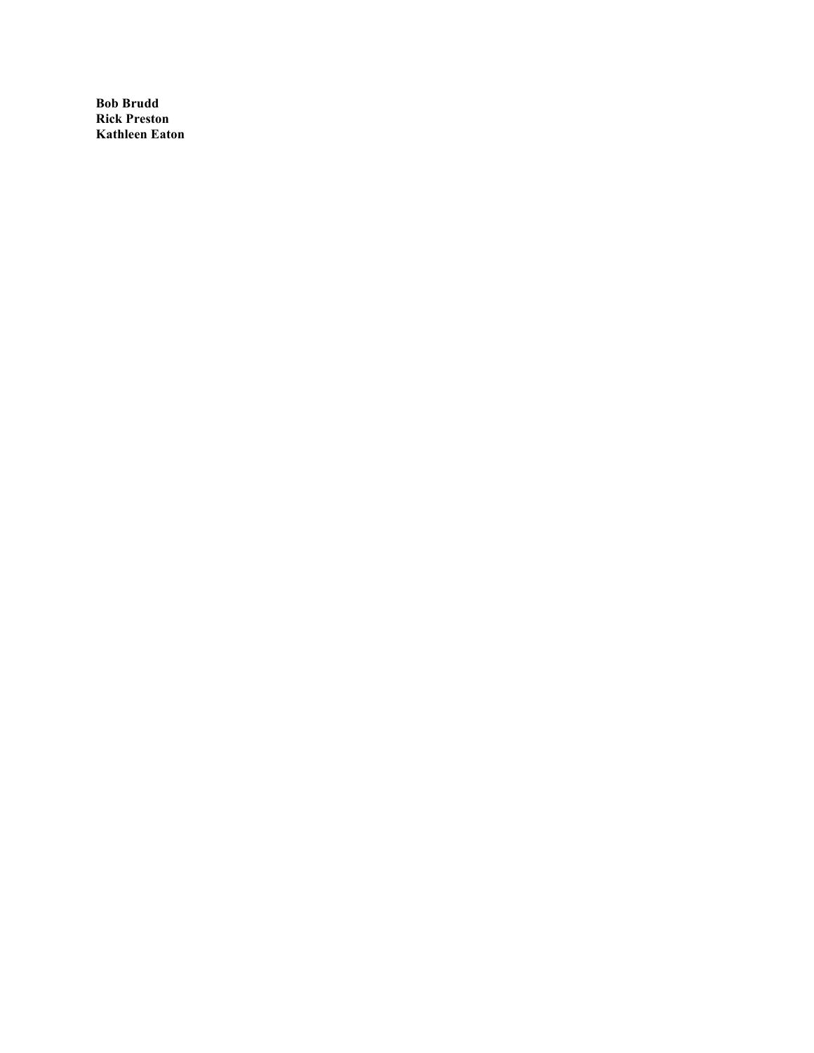**Bob Brudd**
**Rick Preston**
**Kathleen Eaton**